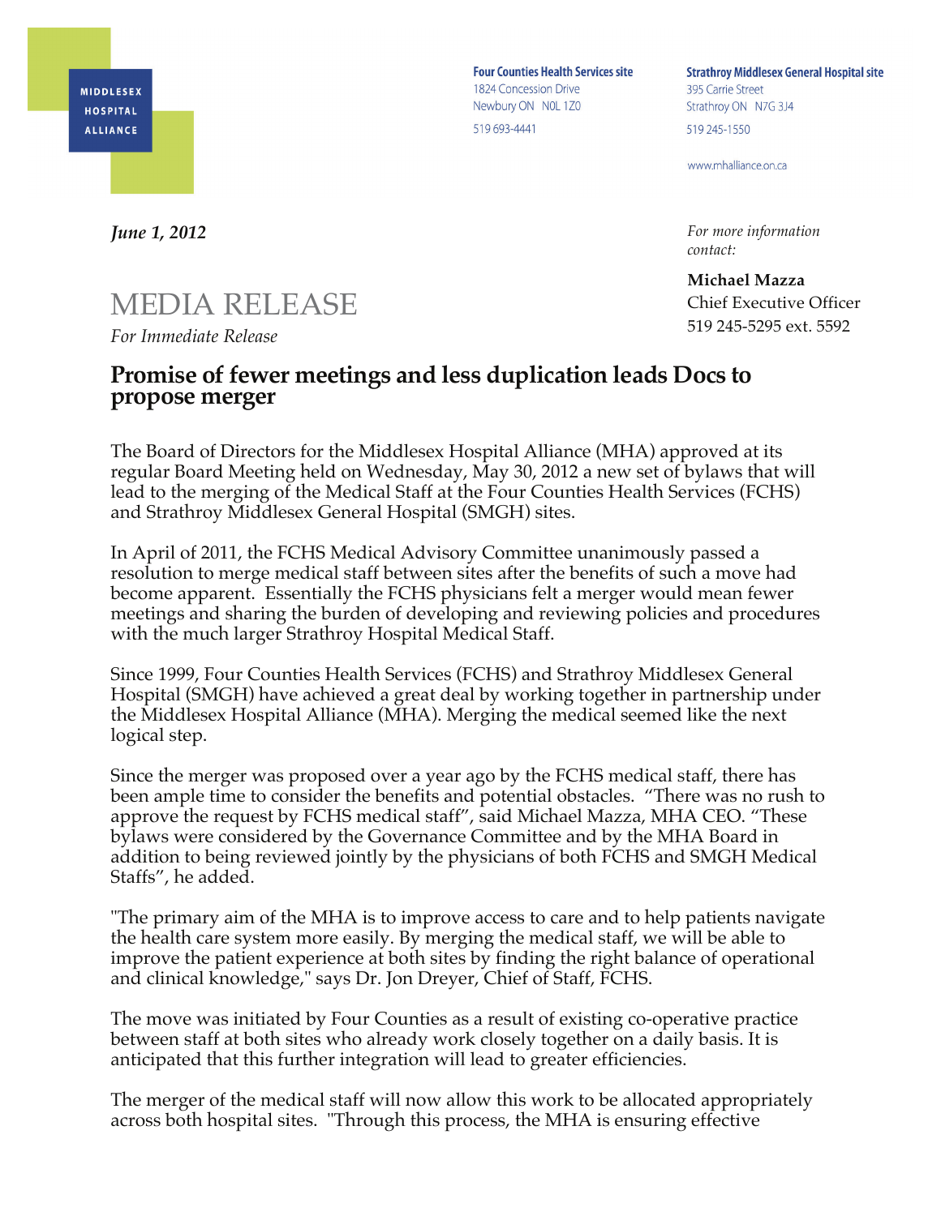MIDDLESEX HOSPITAL ALLIANCE

**Four Counties Health Services site**
1824 Concession Drive
Newbury ON N0L 1Z0
519 693-4441

**Strathroy Middlesex General Hospital site**
395 Carrie Street
Strathroy ON N7G 3J4
519 245-1550

www.mhalliance.on.ca

***June 1, 2012***

*For more information contact:*

**Michael Mazza**
Chief Executive Officer
519 245-5295 ext. 5592

# MEDIA RELEASE

*For Immediate Release*

## Promise of fewer meetings and less duplication leads Docs to propose merger

The Board of Directors for the Middlesex Hospital Alliance (MHA) approved at its regular Board Meeting held on Wednesday, May 30, 2012 a new set of bylaws that will lead to the merging of the Medical Staff at the Four Counties Health Services (FCHS) and Strathroy Middlesex General Hospital (SMGH) sites.

In April of 2011, the FCHS Medical Advisory Committee unanimously passed a resolution to merge medical staff between sites after the benefits of such a move had become apparent. Essentially the FCHS physicians felt a merger would mean fewer meetings and sharing the burden of developing and reviewing policies and procedures with the much larger Strathroy Hospital Medical Staff.

Since 1999, Four Counties Health Services (FCHS) and Strathroy Middlesex General Hospital (SMGH) have achieved a great deal by working together in partnership under the Middlesex Hospital Alliance (MHA). Merging the medical seemed like the next logical step.

Since the merger was proposed over a year ago by the FCHS medical staff, there has been ample time to consider the benefits and potential obstacles. “There was no rush to approve the request by FCHS medical staff”, said Michael Mazza, MHA CEO. “These bylaws were considered by the Governance Committee and by the MHA Board in addition to being reviewed jointly by the physicians of both FCHS and SMGH Medical Staffs”, he added.

"The primary aim of the MHA is to improve access to care and to help patients navigate the health care system more easily. By merging the medical staff, we will be able to improve the patient experience at both sites by finding the right balance of operational and clinical knowledge," says Dr. Jon Dreyer, Chief of Staff, FCHS.

The move was initiated by Four Counties as a result of existing co-operative practice between staff at both sites who already work closely together on a daily basis. It is anticipated that this further integration will lead to greater efficiencies.

The merger of the medical staff will now allow this work to be allocated appropriately across both hospital sites. "Through this process, the MHA is ensuring effective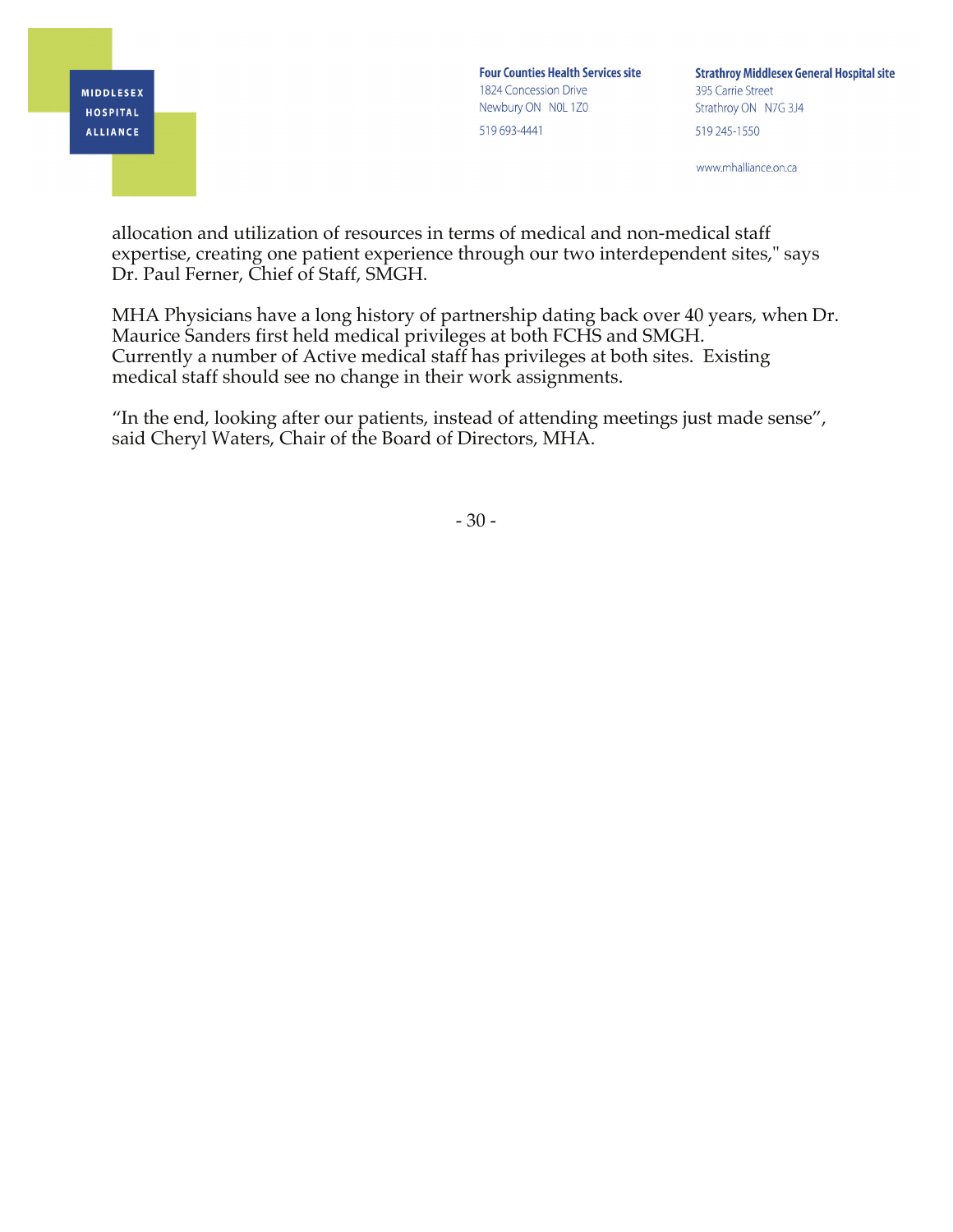allocation and utilization of resources in terms of medical and non-medical staff expertise, creating one patient experience through our two interdependent sites," says Dr. Paul Ferner, Chief of Staff, SMGH.

MHA Physicians have a long history of partnership dating back over 40 years, when Dr. Maurice Sanders first held medical privileges at both FCHS and SMGH. Currently a number of Active medical staff has privileges at both sites. Existing medical staff should see no change in their work assignments.

"In the end, looking after our patients, instead of attending meetings just made sense", said Cheryl Waters, Chair of the Board of Directors, MHA.

- 30 -